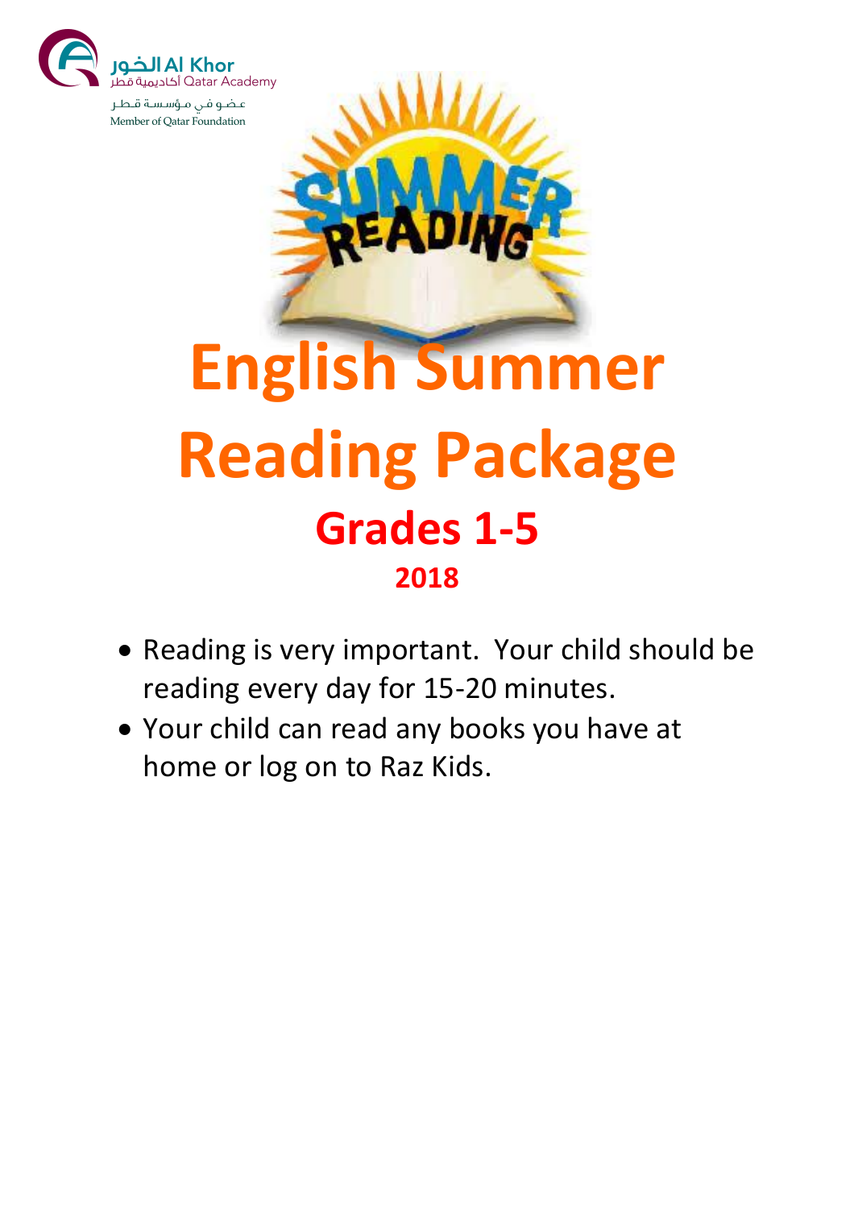الخور Al Khor
أكاديمية قطر Qatar Academy
عضو في مؤسسة قطر
Member of Qatar Foundation

# English Summer Reading Package

## Grades 1-5

### 2018

- Reading is very important. Your child should be reading every day for 15-20 minutes.
- Your child can read any books you have at home or log on to Raz Kids.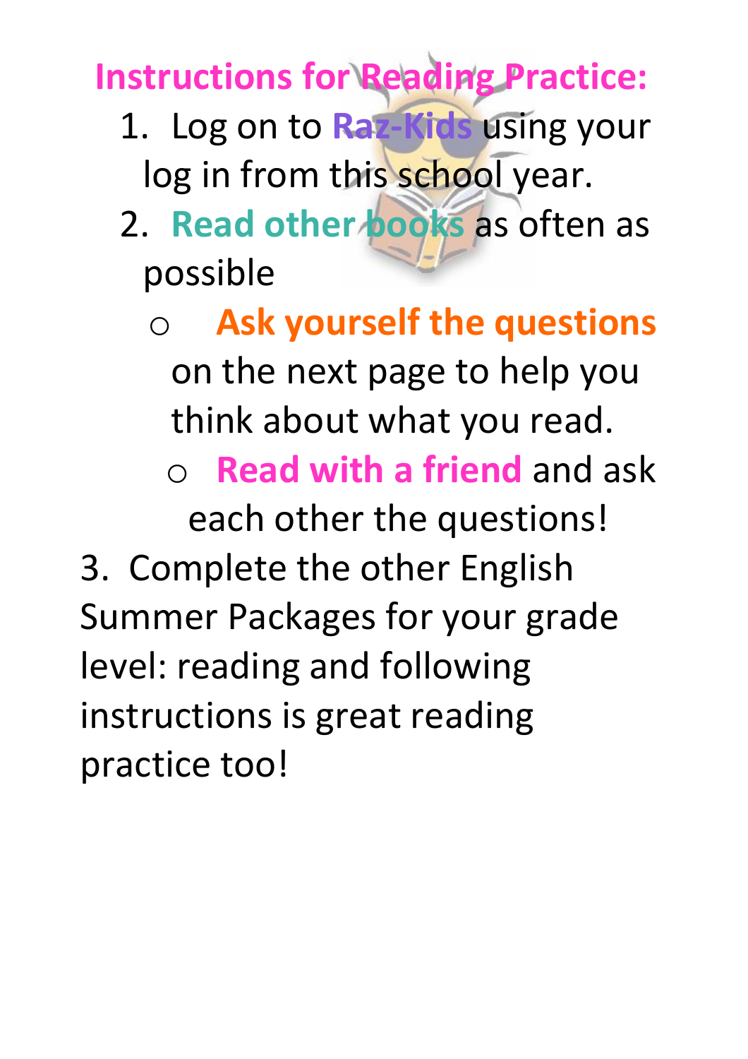# Instructions for Reading Practice:

1. Log on to **Raz-Kids** using your log in from this school year.
2. **Read other books** as often as possible
   - **Ask yourself the questions** on the next page to help you think about what you read.
   - **Read with a friend** and ask each other the questions!
3. Complete the other English Summer Packages for your grade level: reading and following instructions is great reading practice too!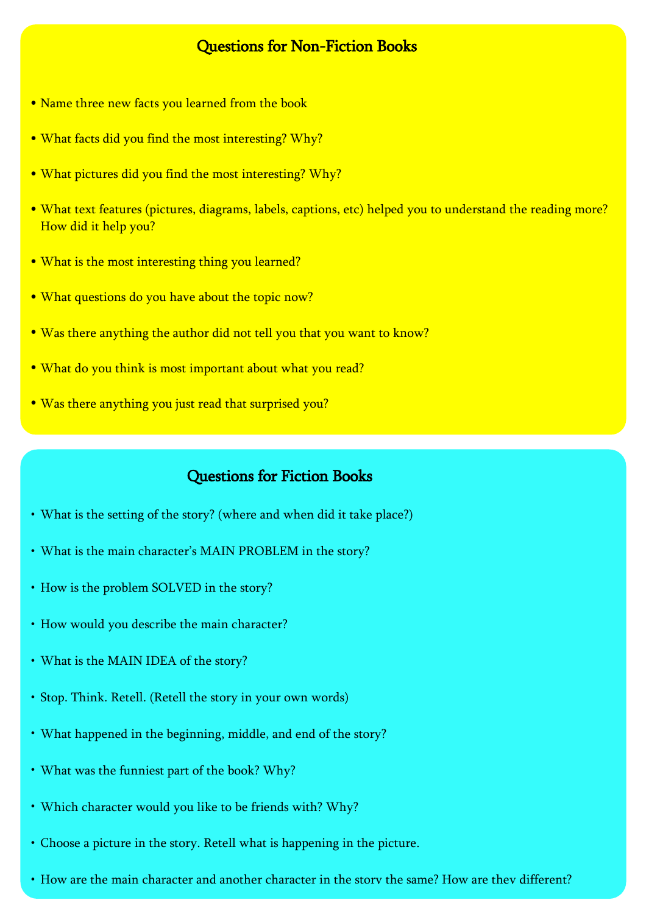## Questions for Non-Fiction Books

- Name three new facts you learned from the book
- What facts did you find the most interesting? Why?
- What pictures did you find the most interesting? Why?
- What text features (pictures, diagrams, labels, captions, etc) helped you to understand the reading more? How did it help you?
- What is the most interesting thing you learned?
- What questions do you have about the topic now?
- Was there anything the author did not tell you that you want to know?
- What do you think is most important about what you read?
- Was there anything you just read that surprised you?

## Questions for Fiction Books

- What is the setting of the story? (where and when did it take place?)
- What is the main character's MAIN PROBLEM in the story?
- How is the problem SOLVED in the story?
- How would you describe the main character?
- What is the MAIN IDEA of the story?
- Stop. Think. Retell. (Retell the story in your own words)
- What happened in the beginning, middle, and end of the story?
- What was the funniest part of the book? Why?
- Which character would you like to be friends with? Why?
- Choose a picture in the story. Retell what is happening in the picture.
- How are the main character and another character in the story the same? How are they different?